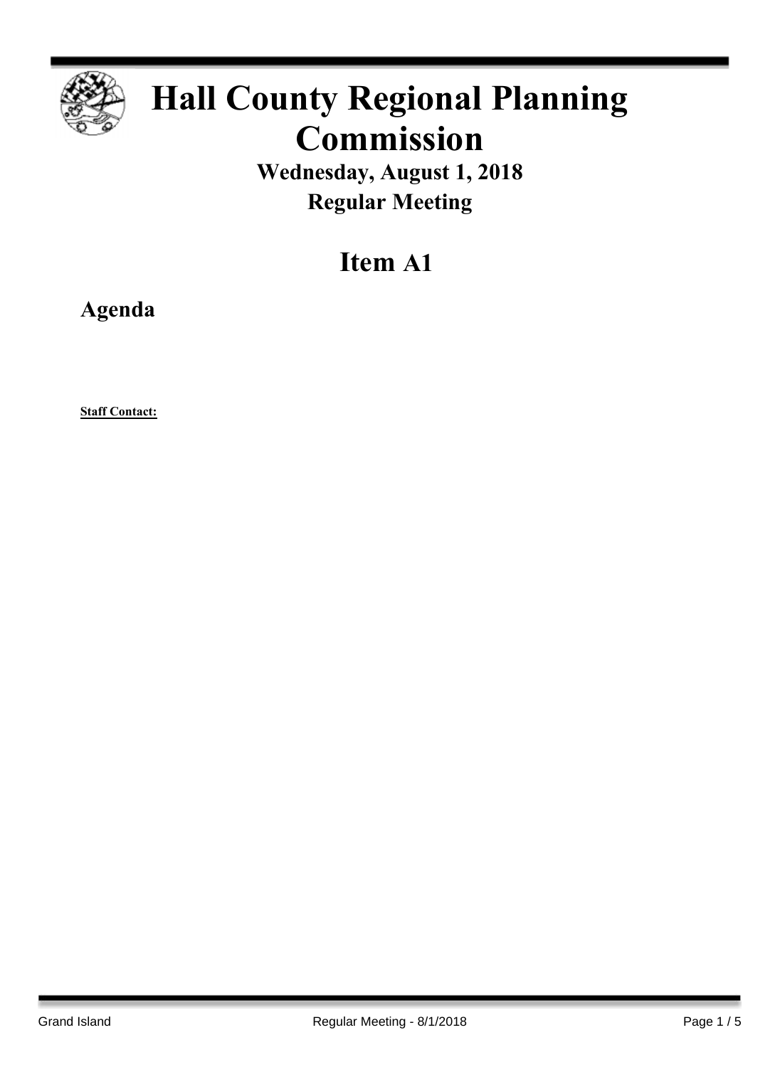# Hall County Regional Planning Commission

## Wednesday, August 1, 2018

## Regular Meeting

# Item A1

## Agenda

**Staff Contact:**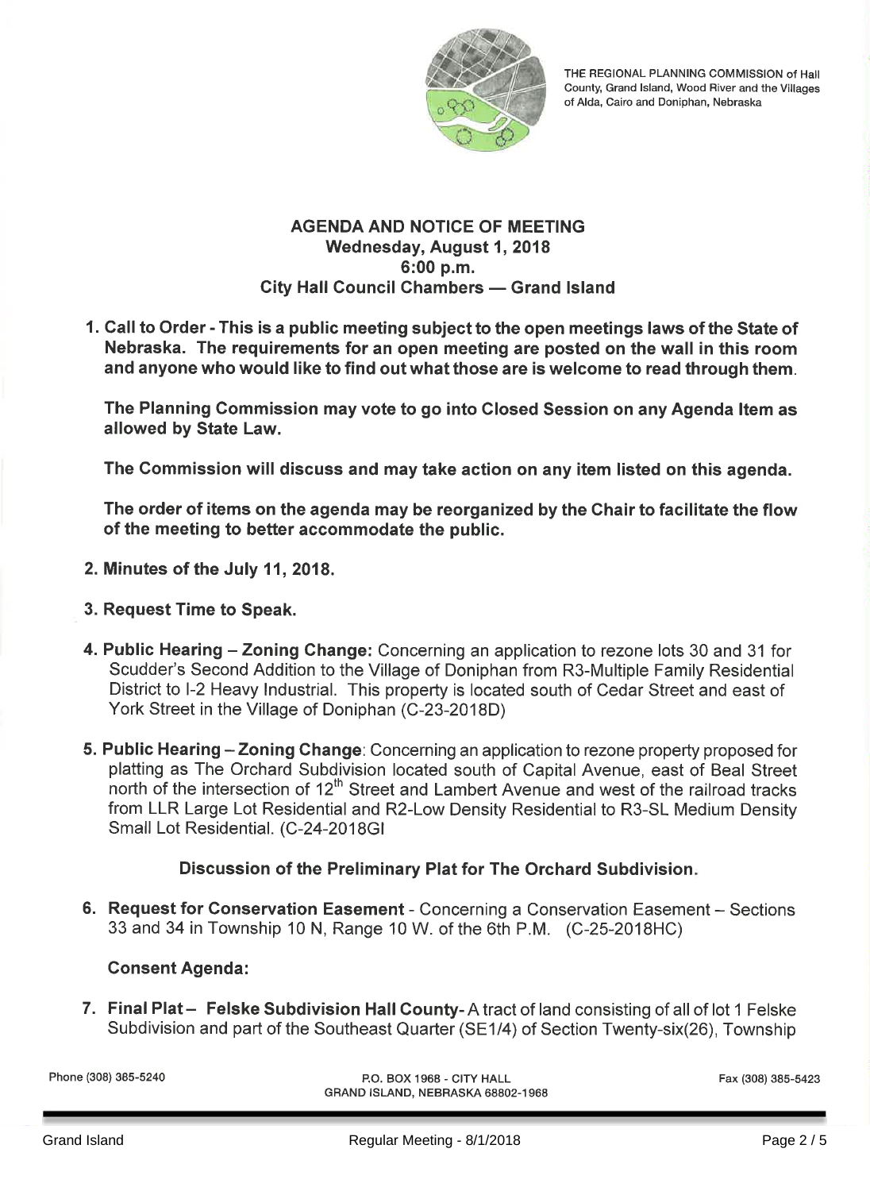THE REGIONAL PLANNING COMMISSION of Hall County, Grand Island, Wood River and the Villages of Alda, Cairo and Doniphan, Nebraska

## AGENDA AND NOTICE OF MEETING
**Wednesday, August 1, 2018**
**6:00 p.m.**
**City Hall Council Chambers — Grand Island**

1. **Call to Order - This is a public meeting subject to the open meetings laws of the State of Nebraska. The requirements for an open meeting are posted on the wall in this room and anyone who would like to find out what those are is welcome to read through them.**

   **The Planning Commission may vote to go into Closed Session on any Agenda Item as allowed by State Law.**

   **The Commission will discuss and may take action on any item listed on this agenda.**

   **The order of items on the agenda may be reorganized by the Chair to facilitate the flow of the meeting to better accommodate the public.**

2. **Minutes of the July 11, 2018.**

3. **Request Time to Speak.**

4. **Public Hearing – Zoning Change:** Concerning an application to rezone lots 30 and 31 for Scudder's Second Addition to the Village of Doniphan from R3-Multiple Family Residential District to I-2 Heavy Industrial. This property is located south of Cedar Street and east of York Street in the Village of Doniphan (C-23-2018D)

5. **Public Hearing – Zoning Change**: Concerning an application to rezone property proposed for platting as The Orchard Subdivision located south of Capital Avenue, east of Beal Street north of the intersection of 12th Street and Lambert Avenue and west of the railroad tracks from LLR Large Lot Residential and R2-Low Density Residential to R3-SL Medium Density Small Lot Residential. (C-24-2018GI

   **Discussion of the Preliminary Plat for The Orchard Subdivision.**

6. **Request for Conservation Easement** - Concerning a Conservation Easement – Sections 33 and 34 in Township 10 N, Range 10 W. of the 6th P.M. (C-25-2018HC)

   **Consent Agenda:**

7. **Final Plat – Felske Subdivision Hall County**- A tract of land consisting of all of lot 1 Felske Subdivision and part of the Southeast Quarter (SE1/4) of Section Twenty-six(26), Township

Phone (308) 385-5240 P.O. BOX 1968 - CITY HALL GRAND ISLAND, NEBRASKA 68802-1968 Fax (308) 385-5423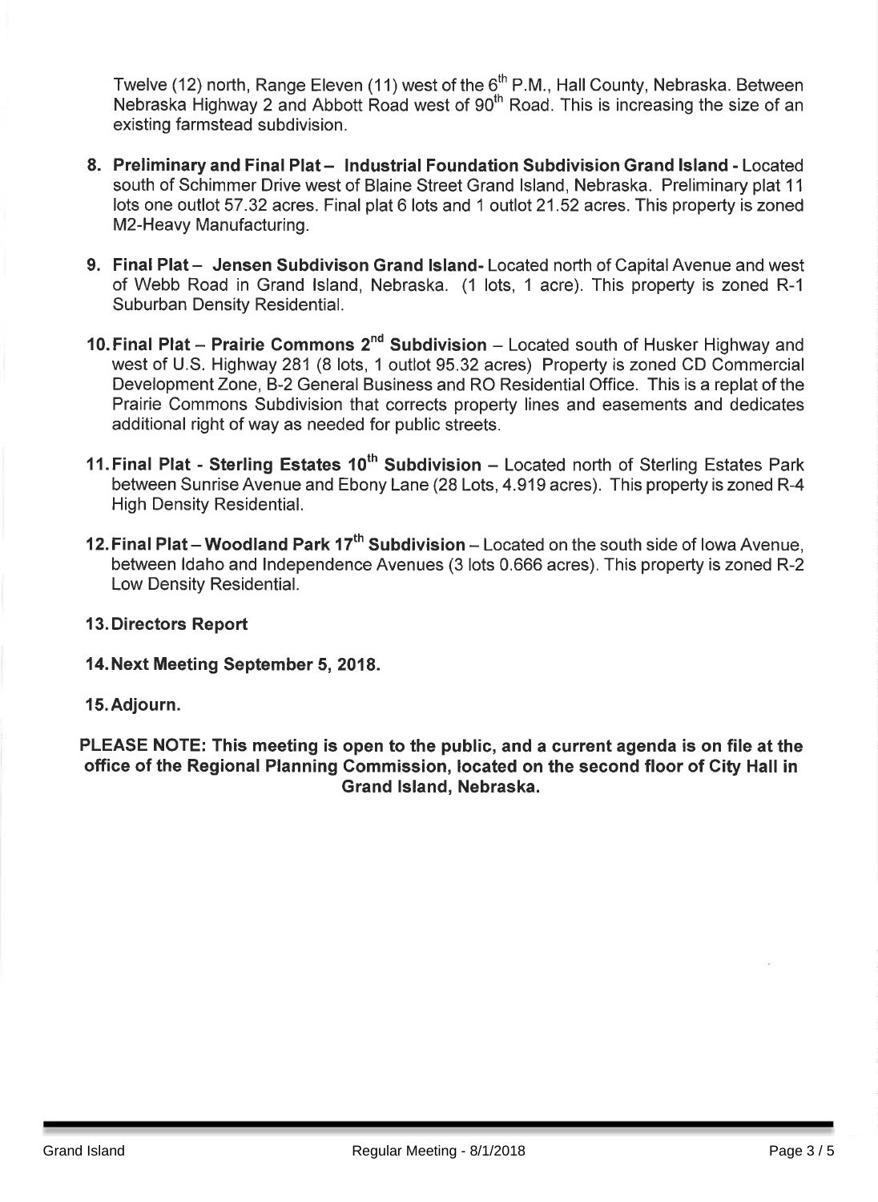Twelve (12) north, Range Eleven (11) west of the 6th P.M., Hall County, Nebraska. Between Nebraska Highway 2 and Abbott Road west of 90th Road. This is increasing the size of an existing farmstead subdivision.

8. **Preliminary and Final Plat – Industrial Foundation Subdivision Grand Island -** Located south of Schimmer Drive west of Blaine Street Grand Island, Nebraska. Preliminary plat 11 lots one outlot 57.32 acres. Final plat 6 lots and 1 outlot 21.52 acres. This property is zoned M2-Heavy Manufacturing.

9. **Final Plat – Jensen Subdivison Grand Island-** Located north of Capital Avenue and west of Webb Road in Grand Island, Nebraska. (1 lots, 1 acre). This property is zoned R-1 Suburban Density Residential.

10. **Final Plat – Prairie Commons 2nd Subdivision** – Located south of Husker Highway and west of U.S. Highway 281 (8 lots, 1 outlot 95.32 acres) Property is zoned CD Commercial Development Zone, B-2 General Business and RO Residential Office. This is a replat of the Prairie Commons Subdivision that corrects property lines and easements and dedicates additional right of way as needed for public streets.

11. **Final Plat - Sterling Estates 10th Subdivision** – Located north of Sterling Estates Park between Sunrise Avenue and Ebony Lane (28 Lots, 4.919 acres). This property is zoned R-4 High Density Residential.

12. **Final Plat – Woodland Park 17th Subdivision** – Located on the south side of Iowa Avenue, between Idaho and Independence Avenues (3 lots 0.666 acres). This property is zoned R-2 Low Density Residential.

13. **Directors Report**

14. **Next Meeting September 5, 2018.**

15. **Adjourn.**

**PLEASE NOTE: This meeting is open to the public, and a current agenda is on file at the office of the Regional Planning Commission, located on the second floor of City Hall in Grand Island, Nebraska.**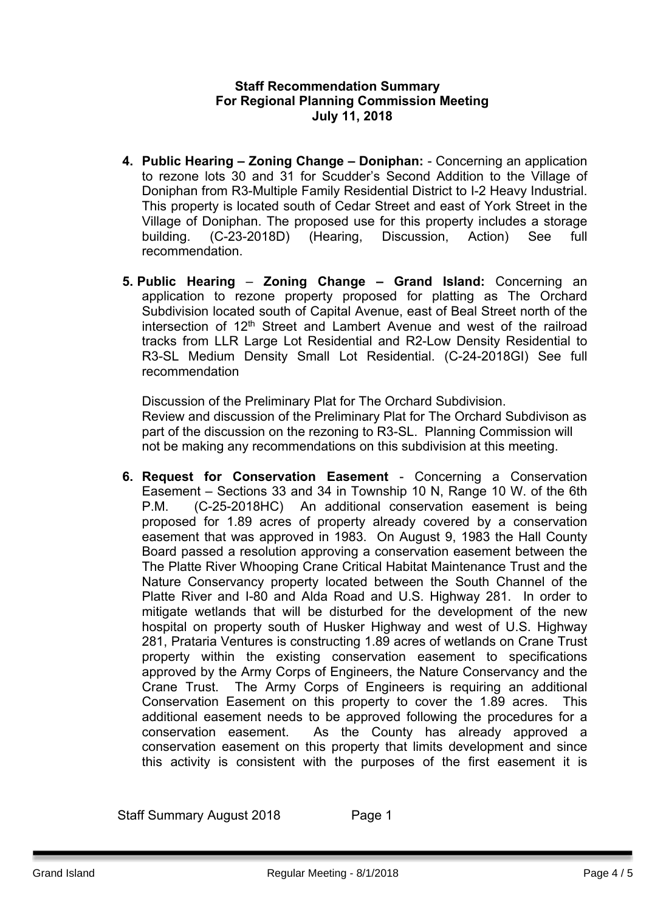**Staff Recommendation Summary**
**For Regional Planning Commission Meeting**
**July 11, 2018**

4. **Public Hearing – Zoning Change – Doniphan:** - Concerning an application to rezone lots 30 and 31 for Scudder's Second Addition to the Village of Doniphan from R3-Multiple Family Residential District to I-2 Heavy Industrial. This property is located south of Cedar Street and east of York Street in the Village of Doniphan. The proposed use for this property includes a storage building. (C-23-2018D) (Hearing, Discussion, Action) See full recommendation.

5. **Public Hearing** – **Zoning Change – Grand Island:** Concerning an application to rezone property proposed for platting as The Orchard Subdivision located south of Capital Avenue, east of Beal Street north of the intersection of 12th Street and Lambert Avenue and west of the railroad tracks from LLR Large Lot Residential and R2-Low Density Residential to R3-SL Medium Density Small Lot Residential. (C-24-2018GI) See full recommendation

   Discussion of the Preliminary Plat for The Orchard Subdivision.
   Review and discussion of the Preliminary Plat for The Orchard Subdivison as part of the discussion on the rezoning to R3-SL. Planning Commission will not be making any recommendations on this subdivision at this meeting.

6. **Request for Conservation Easement** - Concerning a Conservation Easement – Sections 33 and 34 in Township 10 N, Range 10 W. of the 6th P.M. (C-25-2018HC) An additional conservation easement is being proposed for 1.89 acres of property already covered by a conservation easement that was approved in 1983. On August 9, 1983 the Hall County Board passed a resolution approving a conservation easement between the The Platte River Whooping Crane Critical Habitat Maintenance Trust and the Nature Conservancy property located between the South Channel of the Platte River and I-80 and Alda Road and U.S. Highway 281. In order to mitigate wetlands that will be disturbed for the development of the new hospital on property south of Husker Highway and west of U.S. Highway 281, Prataria Ventures is constructing 1.89 acres of wetlands on Crane Trust property within the existing conservation easement to specifications approved by the Army Corps of Engineers, the Nature Conservancy and the Crane Trust. The Army Corps of Engineers is requiring an additional Conservation Easement on this property to cover the 1.89 acres. This additional easement needs to be approved following the procedures for a conservation easement. As the County has already approved a conservation easement on this property that limits development and since this activity is consistent with the purposes of the first easement it is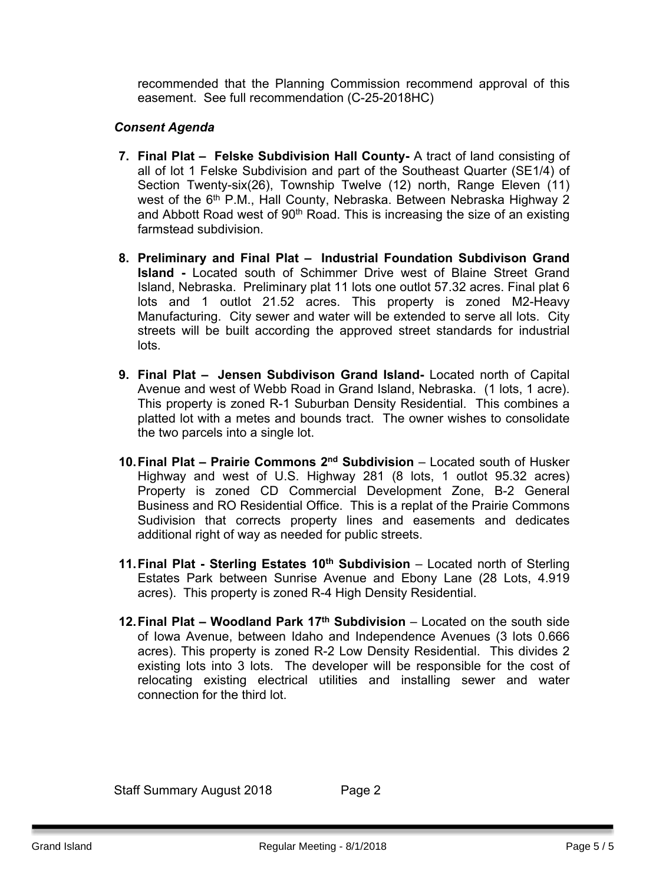recommended that the Planning Commission recommend approval of this easement. See full recommendation (C-25-2018HC)

*Consent Agenda*

7. **Final Plat – Felske Subdivision Hall County-** A tract of land consisting of all of lot 1 Felske Subdivision and part of the Southeast Quarter (SE1/4) of Section Twenty-six(26), Township Twelve (12) north, Range Eleven (11) west of the 6th P.M., Hall County, Nebraska. Between Nebraska Highway 2 and Abbott Road west of 90th Road. This is increasing the size of an existing farmstead subdivision.

8. **Preliminary and Final Plat – Industrial Foundation Subdivison Grand Island -** Located south of Schimmer Drive west of Blaine Street Grand Island, Nebraska. Preliminary plat 11 lots one outlot 57.32 acres. Final plat 6 lots and 1 outlot 21.52 acres. This property is zoned M2-Heavy Manufacturing. City sewer and water will be extended to serve all lots. City streets will be built according the approved street standards for industrial lots.

9. **Final Plat – Jensen Subdivison Grand Island-** Located north of Capital Avenue and west of Webb Road in Grand Island, Nebraska. (1 lots, 1 acre). This property is zoned R-1 Suburban Density Residential. This combines a platted lot with a metes and bounds tract. The owner wishes to consolidate the two parcels into a single lot.

10. **Final Plat – Prairie Commons 2nd Subdivision** – Located south of Husker Highway and west of U.S. Highway 281 (8 lots, 1 outlot 95.32 acres) Property is zoned CD Commercial Development Zone, B-2 General Business and RO Residential Office. This is a replat of the Prairie Commons Sudivision that corrects property lines and easements and dedicates additional right of way as needed for public streets.

11. **Final Plat - Sterling Estates 10th Subdivision** – Located north of Sterling Estates Park between Sunrise Avenue and Ebony Lane (28 Lots, 4.919 acres). This property is zoned R-4 High Density Residential.

12. **Final Plat – Woodland Park 17th Subdivision** – Located on the south side of Iowa Avenue, between Idaho and Independence Avenues (3 lots 0.666 acres). This property is zoned R-2 Low Density Residential. This divides 2 existing lots into 3 lots. The developer will be responsible for the cost of relocating existing electrical utilities and installing sewer and water connection for the third lot.

Staff Summary August 2018 Page 2